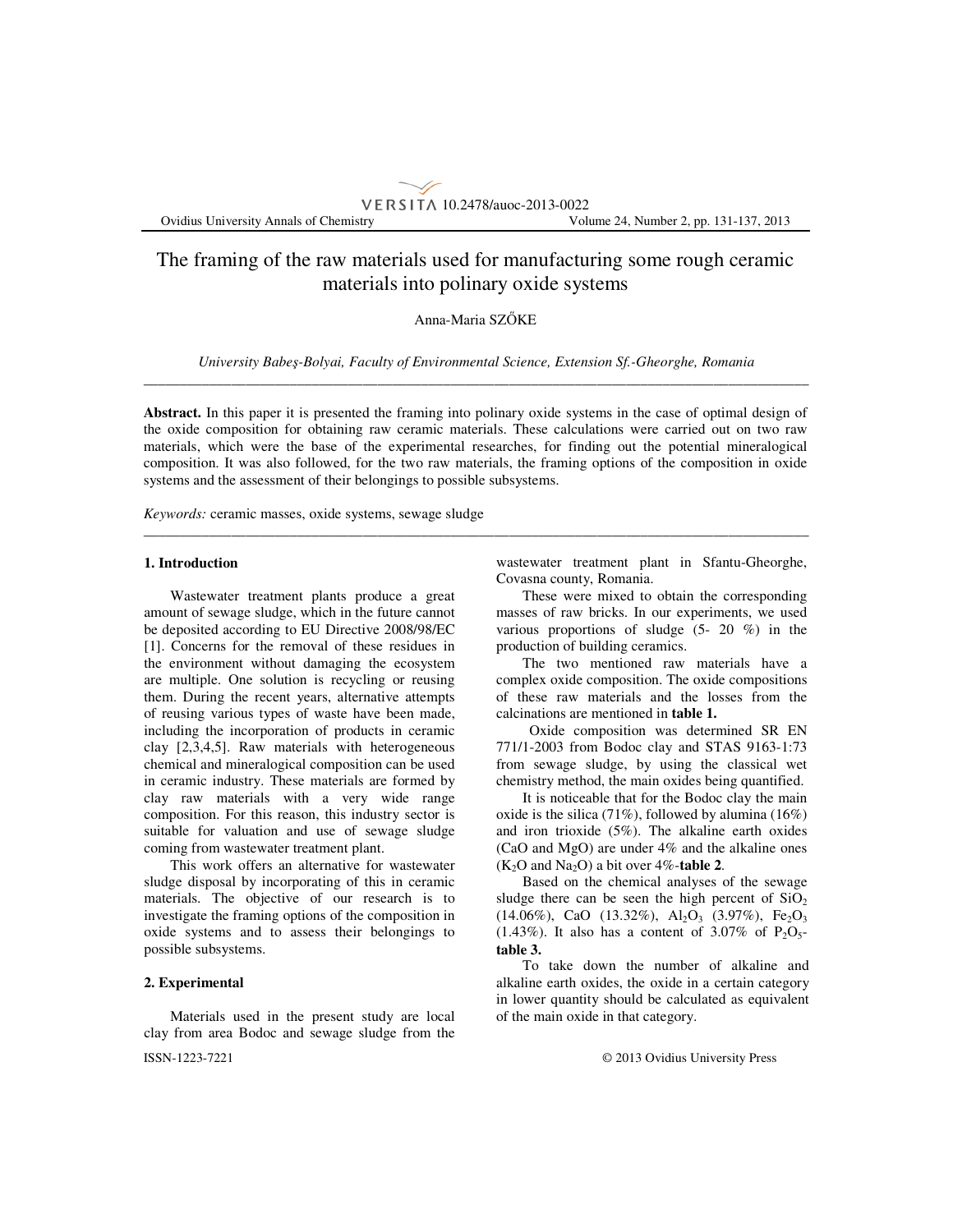# The framing of the raw materials used for manufacturing some rough ceramic materials into polinary oxide systems

Anna-Maria SZŐKE

*University Babeş-Bolyai, Faculty of Environmental Science, Extension Sf.-Gheorghe, Romania*

---

**Abstract.** In this paper it is presented the framing into polinary oxide systems in the case of optimal design of the oxide composition for obtaining raw ceramic materials. These calculations were carried out on two raw materials, which were the base of the experimental researches, for finding out the potential mineralogical composition. It was also followed, for the two raw materials, the framing options of the composition in oxide systems and the assessment of their belongings to possible subsystems.

*Keywords:* ceramic masses, oxide systems, sewage sludge

---

## 1. Introduction

Wastewater treatment plants produce a great amount of sewage sludge, which in the future cannot be deposited according to EU Directive 2008/98/EC [1]. Concerns for the removal of these residues in the environment without damaging the ecosystem are multiple. One solution is recycling or reusing them. During the recent years, alternative attempts of reusing various types of waste have been made, including the incorporation of products in ceramic clay [2,3,4,5]. Raw materials with heterogeneous chemical and mineralogical composition can be used in ceramic industry. These materials are formed by clay raw materials with a very wide range composition. For this reason, this industry sector is suitable for valuation and use of sewage sludge coming from wastewater treatment plant.

This work offers an alternative for wastewater sludge disposal by incorporating of this in ceramic materials. The objective of our research is to investigate the framing options of the composition in oxide systems and to assess their belongings to possible subsystems.

## 2. Experimental

Materials used in the present study are local clay from area Bodoc and sewage sludge from the wastewater treatment plant in Sfantu-Gheorghe, Covasna county, Romania.

These were mixed to obtain the corresponding masses of raw bricks. In our experiments, we used various proportions of sludge (5- 20 %) in the production of building ceramics.

The two mentioned raw materials have a complex oxide composition. The oxide compositions of these raw materials and the losses from the calcinations are mentioned in **table 1.**

Oxide composition was determined SR EN 771/1-2003 from Bodoc clay and STAS 9163-1:73 from sewage sludge, by using the classical wet chemistry method, the main oxides being quantified.

It is noticeable that for the Bodoc clay the main oxide is the silica (71%), followed by alumina (16%) and iron trioxide (5%). The alkaline earth oxides (CaO and MgO) are under 4% and the alkaline ones ($K_2O$ and $Na_2O$) a bit over 4%-**table 2**.

Based on the chemical analyses of the sewage sludge there can be seen the high percent of $SiO_2$ (14.06%), CaO (13.32%), $Al_2O_3$ (3.97%), $Fe_2O_3$ (1.43%). It also has a content of 3.07% of $P_2O_5$-**table 3.**

To take down the number of alkaline and alkaline earth oxides, the oxide in a certain category in lower quantity should be calculated as equivalent of the main oxide in that category.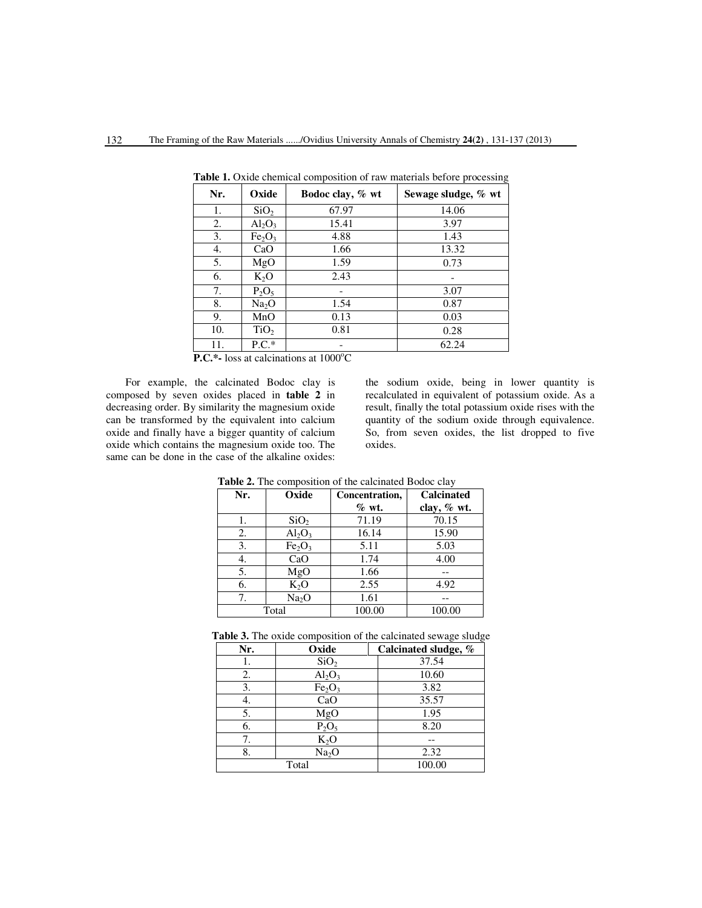**Table 1.** Oxide chemical composition of raw materials before processing

| Nr. | Oxide | Bodoc clay, % wt | Sewage sludge, % wt |
|---|---|---|---|
| 1. | $SiO_2$ | 67.97 | 14.06 |
| 2. | $Al_2O_3$ | 15.41 | 3.97 |
| 3. | $Fe_2O_3$ | 4.88 | 1.43 |
| 4. | CaO | 1.66 | 13.32 |
| 5. | MgO | 1.59 | 0.73 |
| 6. | $K_2O$ | 2.43 | - |
| 7. | $P_2O_5$ | - | 3.07 |
| 8. | $Na_2O$ | 1.54 | 0.87 |
| 9. | MnO | 0.13 | 0.03 |
| 10. | $TiO_2$ | 0.81 | 0.28 |
| 11. | P.C.* | - | 62.24 |

**P.C.*-** loss at calcinations at 1000°C

For example, the calcinated Bodoc clay is composed by seven oxides placed in **table 2** in decreasing order. By similarity the magnesium oxide can be transformed by the equivalent into calcium oxide and finally have a bigger quantity of calcium oxide which contains the magnesium oxide too. The same can be done in the case of the alkaline oxides: the sodium oxide, being in lower quantity is recalculated in equivalent of potassium oxide. As a result, finally the total potassium oxide rises with the quantity of the sodium oxide through equivalence. So, from seven oxides, the list dropped to five oxides.

**Table 2.** The composition of the calcinated Bodoc clay

| Nr. | Oxide | Concentration, % wt. | Calcinated clay, % wt. |
|---|---|---|---|
| 1. | $SiO_2$ | 71.19 | 70.15 |
| 2. | $Al_2O_3$ | 16.14 | 15.90 |
| 3. | $Fe_2O_3$ | 5.11 | 5.03 |
| 4. | CaO | 1.74 | 4.00 |
| 5. | MgO | 1.66 | -- |
| 6. | $K_2O$ | 2.55 | 4.92 |
| 7. | $Na_2O$ | 1.61 | -- |
| Total | | 100.00 | 100.00 |

**Table 3.** The oxide composition of the calcinated sewage sludge

| Nr. | Oxide | Calcinated sludge, % |
|---|---|---|
| 1. | $SiO_2$ | 37.54 |
| 2. | $Al_2O_3$ | 10.60 |
| 3. | $Fe_2O_3$ | 3.82 |
| 4. | CaO | 35.57 |
| 5. | MgO | 1.95 |
| 6. | $P_2O_5$ | 8.20 |
| 7. | $K_2O$ | -- |
| 8. | $Na_2O$ | 2.32 |
| Total | | 100.00 |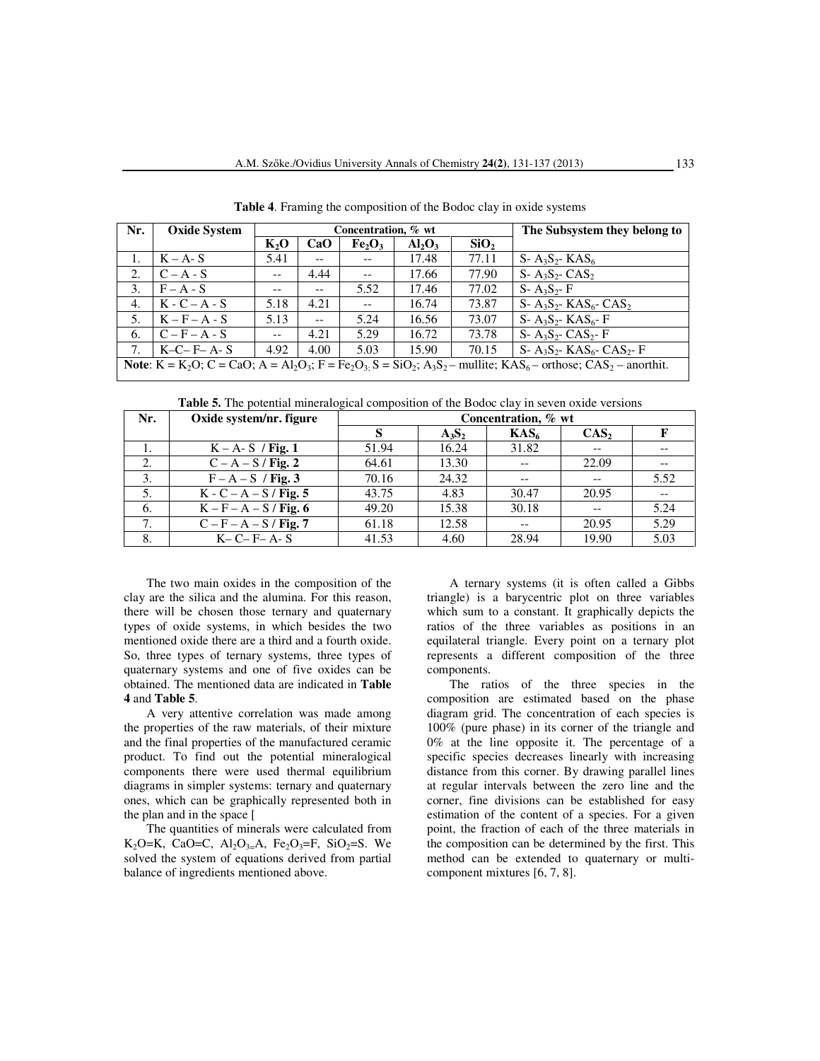**Table 4**. Framing the composition of the Bodoc clay in oxide systems

| Nr. | Oxide System | Concentration, % wt | | | | | The Subsystem they belong to |
|---|---|---|---|---|---|---|---|
| | | $K_2O$ | CaO | $Fe_2O_3$ | $Al_2O_3$ | $SiO_2$ | |
| 1. | K – A- S | 5.41 | -- | -- | 17.48 | 77.11 | S- $A_3S_2$- $KAS_6$ |
| 2. | C – A - S | -- | 4.44 | -- | 17.66 | 77.90 | S- $A_3S_2$- $CAS_2$ |
| 3. | F – A - S | -- | -- | 5.52 | 17.46 | 77.02 | S- $A_3S_2$- F |
| 4. | K - C – A - S | 5.18 | 4.21 | -- | 16.74 | 73.87 | S- $A_3S_2$- $KAS_6$- $CAS_2$ |
| 5. | K – F – A - S | 5.13 | -- | 5.24 | 16.56 | 73.07 | S- $A_3S_2$- $KAS_6$- F |
| 6. | C – F – A - S | -- | 4.21 | 5.29 | 16.72 | 73.78 | S- $A_3S_2$- $CAS_2$- F |
| 7. | K–C– F– A- S | 4.92 | 4.00 | 5.03 | 15.90 | 70.15 | S- $A_3S_2$- $KAS_6$- $CAS_2$- F |

**Note**: K = $K_2O$; C = CaO; A = $Al_2O_3$; F = $Fe_2O_3$; S = $SiO_2$; $A_3S_2$ – mullite; $KAS_6$ – orthose; $CAS_2$ – anorthit.

**Table 5.** The potential mineralogical composition of the Bodoc clay in seven oxide versions

| Nr. | Oxide system/nr. figure | Concentration, % wt | | | | |
|---|---|---|---|---|---|---|
| | | S | $A_3S_2$ | $KAS_6$ | $CAS_2$ | F |
| 1. | K – A- S / **Fig. 1** | 51.94 | 16.24 | 31.82 | -- | -- |
| 2. | C – A – S / **Fig. 2** | 64.61 | 13.30 | -- | 22.09 | -- |
| 3. | F – A – S / **Fig. 3** | 70.16 | 24.32 | -- | -- | 5.52 |
| 5. | K - C – A – S / **Fig. 5** | 43.75 | 4.83 | 30.47 | 20.95 | -- |
| 6. | K – F – A – S / **Fig. 6** | 49.20 | 15.38 | 30.18 | -- | 5.24 |
| 7. | C – F – A – S / **Fig. 7** | 61.18 | 12.58 | -- | 20.95 | 5.29 |
| 8. | K– C– F– A- S | 41.53 | 4.60 | 28.94 | 19.90 | 5.03 |

The two main oxides in the composition of the clay are the silica and the alumina. For this reason, there will be chosen those ternary and quaternary types of oxide systems, in which besides the two mentioned oxide there are a third and a fourth oxide. So, three types of ternary systems, three types of quaternary systems and one of five oxides can be obtained. The mentioned data are indicated in **Table 4** and **Table 5**.

A very attentive correlation was made among the properties of the raw materials, of their mixture and the final properties of the manufactured ceramic product. To find out the potential mineralogical components there were used thermal equilibrium diagrams in simpler systems: ternary and quaternary ones, which can be graphically represented both in the plan and in the space [

The quantities of minerals were calculated from $K_2O$=K, CaO=C, $Al_2O_3$=A, $Fe_2O_3$=F, $SiO_2$=S. We solved the system of equations derived from partial balance of ingredients mentioned above.

A ternary systems (it is often called a Gibbs triangle) is a barycentric plot on three variables which sum to a constant. It graphically depicts the ratios of the three variables as positions in an equilateral triangle. Every point on a ternary plot represents a different composition of the three components.

The ratios of the three species in the composition are estimated based on the phase diagram grid. The concentration of each species is 100% (pure phase) in its corner of the triangle and 0% at the line opposite it. The percentage of a specific species decreases linearly with increasing distance from this corner. By drawing parallel lines at regular intervals between the zero line and the corner, fine divisions can be established for easy estimation of the content of a species. For a given point, the fraction of each of the three materials in the composition can be determined by the first. This method can be extended to quaternary or multi-component mixtures [6, 7, 8].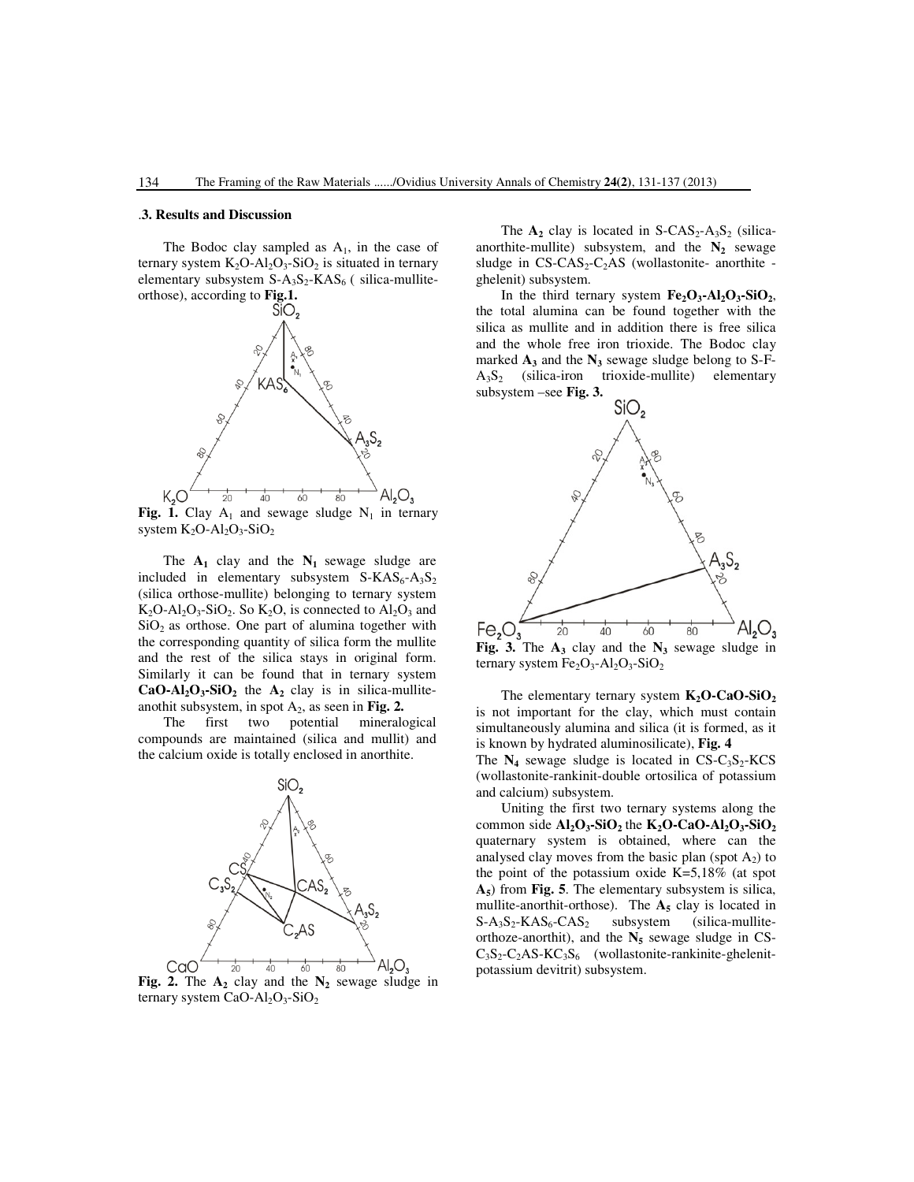## 3. Results and Discussion

The Bodoc clay sampled as $A_1$, in the case of ternary system $K_2O$-$Al_2O_3$-$SiO_2$ is situated in ternary elementary subsystem S-$A_3S_2$-$KAS_6$ ( silica-mullite-orthose), according to **Fig.1.**

**Fig. 1.** Clay $A_1$ and sewage sludge $N_1$ in ternary system $K_2O$-$Al_2O_3$-$SiO_2$

The $\mathbf{A_1}$ clay and the $\mathbf{N_1}$ sewage sludge are included in elementary subsystem S-$KAS_6$-$A_3S_2$ (silica orthose-mullite) belonging to ternary system $K_2O$-$Al_2O_3$-$SiO_2$. So $K_2O$, is connected to $Al_2O_3$ and $SiO_2$ as orthose. One part of alumina together with the corresponding quantity of silica form the mullite and the rest of the silica stays in original form. Similarly it can be found that in ternary system **$CaO$-$Al_2O_3$-$SiO_2$** the $\mathbf{A_2}$ clay is in silica-mullite-anothit subsystem, in spot $A_2$, as seen in **Fig. 2.**

The first two potential mineralogical compounds are maintained (silica and mullit) and the calcium oxide is totally enclosed in anorthite.

**Fig. 2.** The $\mathbf{A_2}$ clay and the $\mathbf{N_2}$ sewage sludge in ternary system $CaO$-$Al_2O_3$-$SiO_2$

The $\mathbf{A_2}$ clay is located in S-$CAS_2$-$A_3S_2$ (silica-anorthite-mullite) subsystem, and the $\mathbf{N_2}$ sewage sludge in CS-$CAS_2$-$C_2AS$ (wollastonite- anorthite - ghelenit) subsystem.

In the third ternary system **$Fe_2O_3$-$Al_2O_3$-$SiO_2$**, the total alumina can be found together with the silica as mullite and in addition there is free silica and the whole free iron trioxide. The Bodoc clay marked $\mathbf{A_3}$ and the $\mathbf{N_3}$ sewage sludge belong to S-F-$A_3S_2$ (silica-iron trioxide-mullite) elementary subsystem –see **Fig. 3.**

**Fig. 3.** The $\mathbf{A_3}$ clay and the $\mathbf{N_3}$ sewage sludge in ternary system $Fe_2O_3$-$Al_2O_3$-$SiO_2$

The elementary ternary system **$K_2O$-$CaO$-$SiO_2$** is not important for the clay, which must contain simultaneously alumina and silica (it is formed, as it is known by hydrated aluminosilicate), **Fig. 4**

The $\mathbf{N_4}$ sewage sludge is located in CS-$C_3S_2$-KCS (wollastonite-rankinit-double ortosilica of potassium and calcium) subsystem.

Uniting the first two ternary systems along the common side **$Al_2O_3$-$SiO_2$** the **$K_2O$-$CaO$-$Al_2O_3$-$SiO_2$** quaternary system is obtained, where can the analysed clay moves from the basic plan (spot $A_2$) to the point of the potassium oxide K=5,18% (at spot $\mathbf{A_5}$) from **Fig. 5**. The elementary subsystem is silica, mullite-anorthit-orthose). The $\mathbf{A_5}$ clay is located in S-$A_3S_2$-$KAS_6$-$CAS_2$ subsystem (silica-mullite-orthoze-anorthit), and the $\mathbf{N_5}$ sewage sludge in CS-$C_3S_2$-$C_2AS$-$KC_3S_6$ (wollastonite-rankinite-ghelenit-potassium devitrit) subsystem.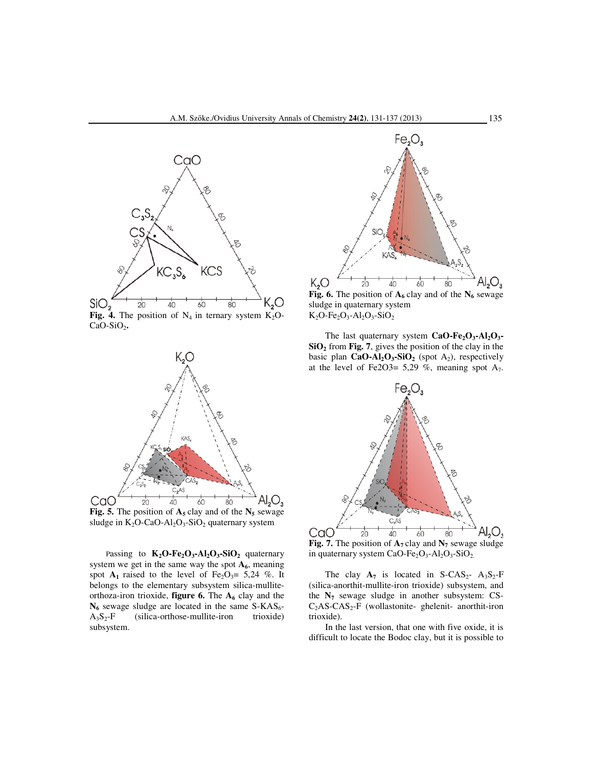**Fig. 4.** The position of $N_4$ in ternary system $K_2O$-$CaO$-$SiO_2$.

**Fig. 5.** The position of $A_5$ clay and of the $N_5$ sewage sludge in $K_2O$-$CaO$-$Al_2O_3$-$SiO_2$ quaternary system

Passing to $K_2O$-$Fe_2O_3$-$Al_2O_3$-$SiO_2$ quaternary system we get in the same way the spot $A_6$, meaning spot $A_1$ raised to the level of $Fe_2O_3$= 5,24 %. It belongs to the elementary subsystem silica-mullite-orthoza-iron trioxide, **figure 6.** The $A_6$ clay and the $N_6$ sewage sludge are located in the same S-$KAS_6$-$A_3S_2$-F (silica-orthose-mullite-iron trioxide) subsystem.

**Fig. 6.** The position of $A_6$ clay and of the $N_6$ sewage sludge in quaternary system $K_2O$-$Fe_2O_3$-$Al_2O_3$-$SiO_2$

The last quaternary system **$CaO$-$Fe_2O_3$-$Al_2O_3$-$SiO_2$** from **Fig. 7**, gives the position of the clay in the basic plan **$CaO$-$Al_2O_3$-$SiO_2$** (spot $A_2$), respectively at the level of Fe2O3= 5,29 %, meaning spot $A_7$.

**Fig. 7.** The position of $A_7$ clay and $N_7$ sewage sludge in quaternary system $CaO$-$Fe_2O_3$-$Al_2O_3$-$SiO_2$.

The clay $A_7$ is located in S-$CAS_2$- $A_3S_2$-F (silica-anorthit-mullite-iron trioxide) subsystem, and the $N_7$ sewage sludge in another subsystem: CS-$C_2AS$-$CAS_2$-F (wollastonite- ghelenit- anorthit-iron trioxide).

In the last version, that one with five oxide, it is difficult to locate the Bodoc clay, but it is possible to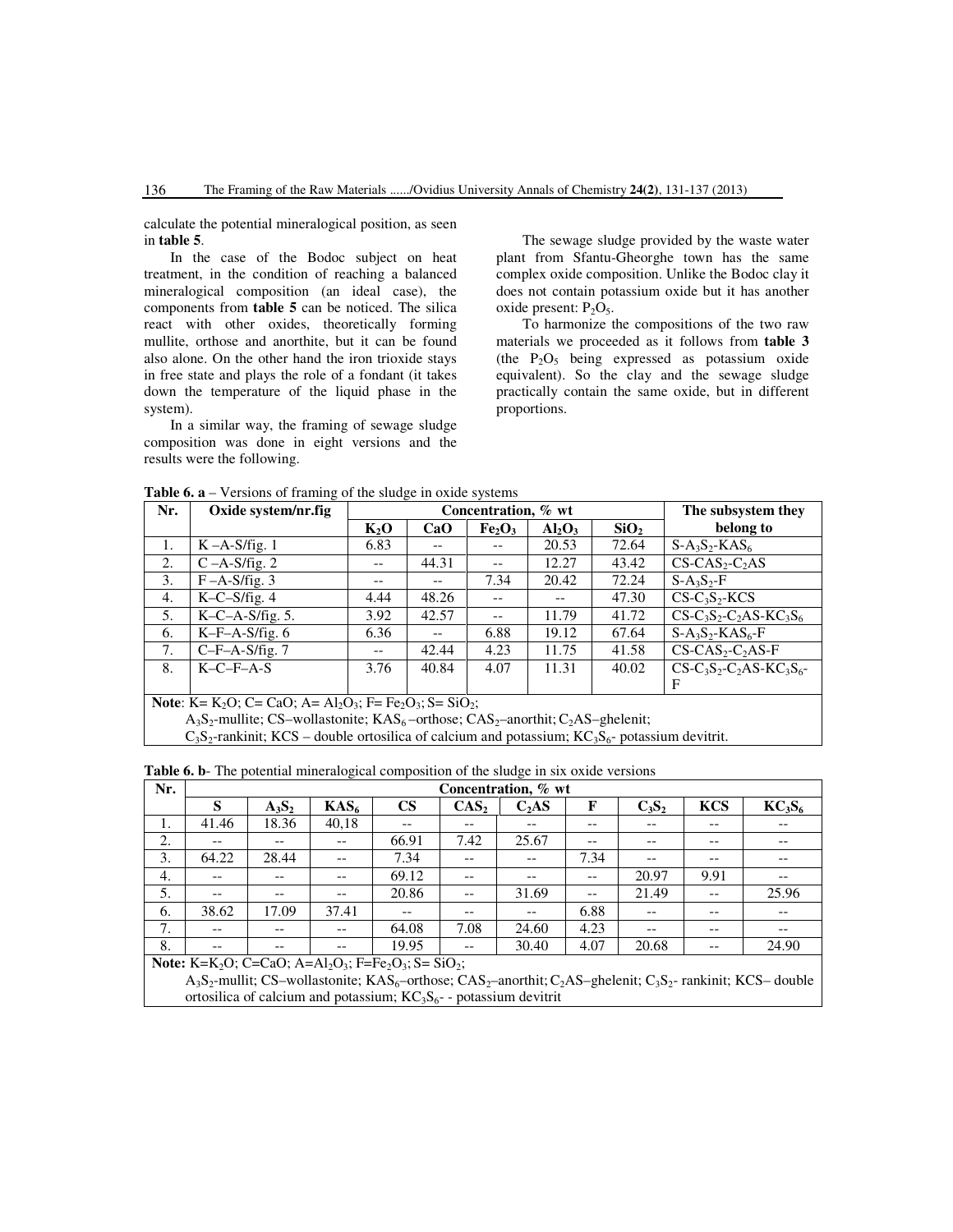calculate the potential mineralogical position, as seen in **table 5**.

In the case of the Bodoc subject on heat treatment, in the condition of reaching a balanced mineralogical composition (an ideal case), the components from **table 5** can be noticed. The silica react with other oxides, theoretically forming mullite, orthose and anorthite, but it can be found also alone. On the other hand the iron trioxide stays in free state and plays the role of a fondant (it takes down the temperature of the liquid phase in the system).

In a similar way, the framing of sewage sludge composition was done in eight versions and the results were the following.

The sewage sludge provided by the waste water plant from Sfantu-Gheorghe town has the same complex oxide composition. Unlike the Bodoc clay it does not contain potassium oxide but it has another oxide present: $P_2O_5$.

To harmonize the compositions of the two raw materials we proceeded as it follows from **table 3** (the $P_2O_5$ being expressed as potassium oxide equivalent). So the clay and the sewage sludge practically contain the same oxide, but in different proportions.

**Table 6. a** – Versions of framing of the sludge in oxide systems

| Nr. | Oxide system/nr.fig | Concentration, % wt | | | | | The subsystem they belong to |
|---|---|---|---|---|---|---|---|
| | | $K_2O$ | CaO | $Fe_2O_3$ | $Al_2O_3$ | $SiO_2$ | |
| 1. | K –A-S/fig. 1 | 6.83 | -- | -- | 20.53 | 72.64 | S-$A_3S_2$-$KAS_6$ |
| 2. | C –A-S/fig. 2 | -- | 44.31 | -- | 12.27 | 43.42 | CS-$CAS_2$-$C_2AS$ |
| 3. | F –A-S/fig. 3 | -- | -- | 7.34 | 20.42 | 72.24 | S-$A_3S_2$-F |
| 4. | K–C–S/fig. 4 | 4.44 | 48.26 | -- | -- | 47.30 | CS-$C_3S_2$-KCS |
| 5. | K–C–A-S/fig. 5. | 3.92 | 42.57 | -- | 11.79 | 41.72 | CS-$C_3S_2$-$C_2AS$-$KC_3S_6$ |
| 6. | K–F–A-S/fig. 6 | 6.36 | -- | 6.88 | 19.12 | 67.64 | S-$A_3S_2$-$KAS_6$-F |
| 7. | C–F–A-S/fig. 7 | -- | 42.44 | 4.23 | 11.75 | 41.58 | CS-$CAS_2$-$C_2AS$-F |
| 8. | K–C–F–A-S | 3.76 | 40.84 | 4.07 | 11.31 | 40.02 | CS-$C_3S_2$-$C_2AS$-$KC_3S_6$-F |

**Note**: K= $K_2O$; C= CaO; A= $Al_2O_3$; F= $Fe_2O_3$; S= $SiO_2$;
$A_3S_2$-mullite; CS–wollastonite; $KAS_6$ –orthose; $CAS_2$–anorthit; $C_2AS$–ghelenit;
$C_3S_2$-rankinit; KCS – double ortosilica of calcium and potassium; $KC_3S_6$- potassium devitrit.

**Table 6. b**- The potential mineralogical composition of the sludge in six oxide versions

| Nr. | Concentration, % wt | | | | | | | | | |
|---|---|---|---|---|---|---|---|---|---|---|
| | S | $A_3S_2$ | $KAS_6$ | CS | $CAS_2$ | $C_2AS$ | F | $C_3S_2$ | KCS | $KC_3S_6$ |
| 1. | 41.46 | 18.36 | 40,18 | -- | -- | -- | -- | -- | -- | -- |
| 2. | -- | -- | -- | 66.91 | 7.42 | 25.67 | -- | -- | -- | -- |
| 3. | 64.22 | 28.44 | -- | 7.34 | -- | -- | 7.34 | -- | -- | -- |
| 4. | -- | -- | -- | 69.12 | -- | -- | -- | 20.97 | 9.91 | -- |
| 5. | -- | -- | -- | 20.86 | -- | 31.69 | -- | 21.49 | -- | 25.96 |
| 6. | 38.62 | 17.09 | 37.41 | -- | -- | -- | 6.88 | -- | -- | -- |
| 7. | -- | -- | -- | 64.08 | 7.08 | 24.60 | 4.23 | -- | -- | -- |
| 8. | -- | -- | -- | 19.95 | -- | 30.40 | 4.07 | 20.68 | -- | 24.90 |

**Note:** K=$K_2O$; C=CaO; A=$Al_2O_3$; F=$Fe_2O_3$; S= $SiO_2$;
$A_3S_2$-mullit; CS–wollastonite; $KAS_6$–orthose; $CAS_2$–anorthit; $C_2AS$–ghelenit; $C_3S_2$- rankinit; KCS– double ortosilica of calcium and potassium; $KC_3S_6$- - potassium devitrit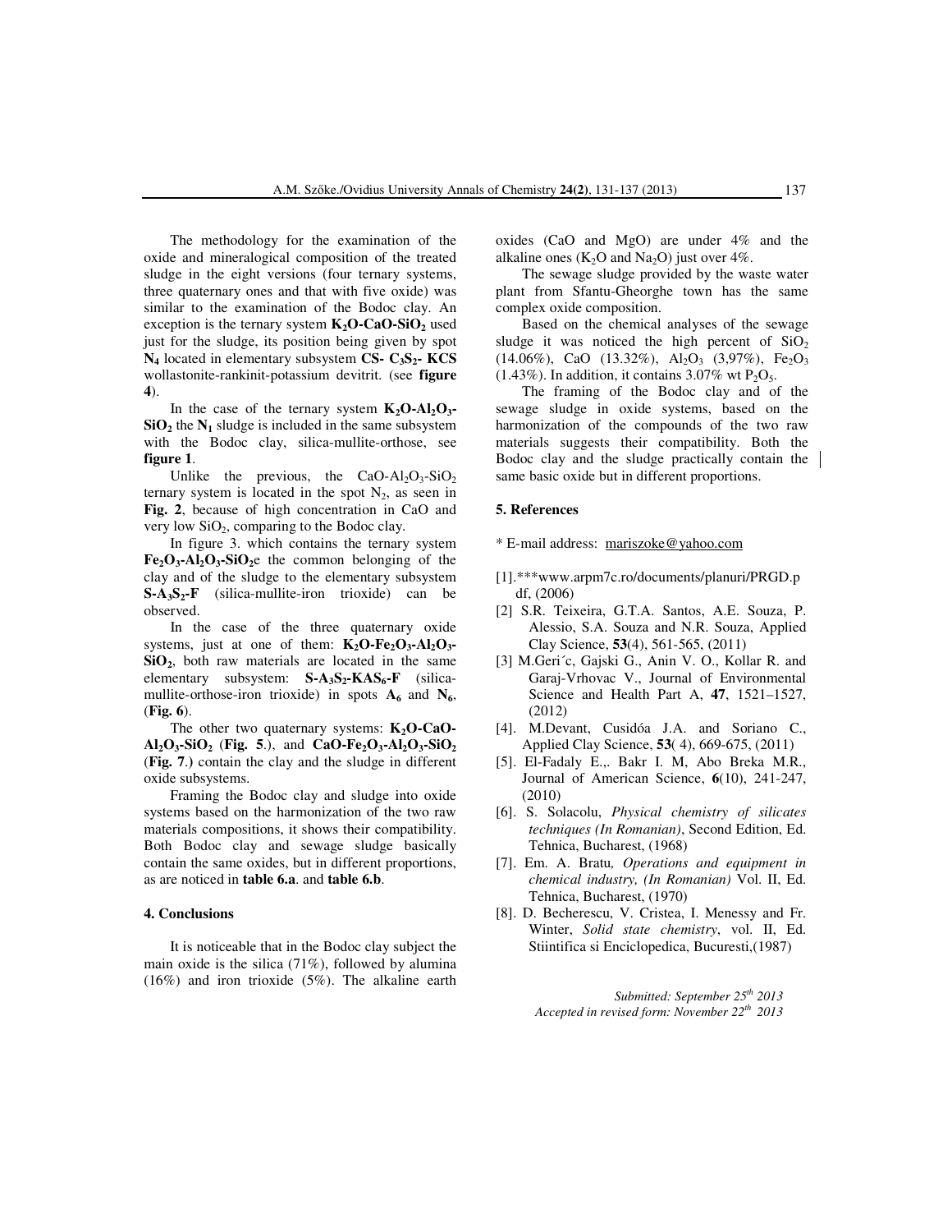The methodology for the examination of the oxide and mineralogical composition of the treated sludge in the eight versions (four ternary systems, three quaternary ones and that with five oxide) was similar to the examination of the Bodoc clay. An exception is the ternary system **$K_2O$-CaO-$SiO_2$** used just for the sludge, its position being given by spot **$N_4$** located in elementary subsystem **CS- $C_3S_2$- KCS** wollastonite-rankinit-potassium devitrit. (see **figure 4**).

In the case of the ternary system **$K_2O$-$Al_2O_3$-$SiO_2$** the **$N_1$** sludge is included in the same subsystem with the Bodoc clay, silica-mullite-orthose, see **figure 1**.

Unlike the previous, the CaO-$Al_2O_3$-$SiO_2$ ternary system is located in the spot $N_2$, as seen in **Fig. 2**, because of high concentration in CaO and very low $SiO_2$, comparing to the Bodoc clay.

In figure 3. which contains the ternary system **$Fe_2O_3$-$Al_2O_3$-$SiO_2$**e the common belonging of the clay and of the sludge to the elementary subsystem **S-$A_3S_2$-F** (silica-mullite-iron trioxide) can be observed.

In the case of the three quaternary oxide systems, just at one of them: **$K_2O$-$Fe_2O_3$-$Al_2O_3$-$SiO_2$**, both raw materials are located in the same elementary subsystem: **S-$A_3S_2$-$KAS_6$-F** (silica-mullite-orthose-iron trioxide) in spots **$A_6$** and **$N_6$**, (**Fig. 6**).

The other two quaternary systems: **$K_2O$-CaO-$Al_2O_3$-$SiO_2$** (**Fig. 5**.), and **CaO-$Fe_2O_3$-$Al_2O_3$-$SiO_2$** (**Fig. 7**.) contain the clay and the sludge in different oxide subsystems.

Framing the Bodoc clay and sludge into oxide systems based on the harmonization of the two raw materials compositions, it shows their compatibility. Both Bodoc clay and sewage sludge basically contain the same oxides, but in different proportions, as are noticed in **table 6.a**. and **table 6.b**.

#### 4. Conclusions

It is noticeable that in the Bodoc clay subject the main oxide is the silica (71%), followed by alumina (16%) and iron trioxide (5%). The alkaline earth oxides (CaO and MgO) are under 4% and the alkaline ones ($K_2O$ and $Na_2O$) just over 4%.

The sewage sludge provided by the waste water plant from Sfantu-Gheorghe town has the same complex oxide composition.

Based on the chemical analyses of the sewage sludge it was noticed the high percent of $SiO_2$ (14.06%), CaO (13.32%), $Al_2O_3$ (3,97%), $Fe_2O_3$ (1.43%). In addition, it contains 3.07% wt $P_2O_5$.

The framing of the Bodoc clay and of the sewage sludge in oxide systems, based on the harmonization of the compounds of the two raw materials suggests their compatibility. Both the Bodoc clay and the sludge practically contain the same basic oxide but in different proportions.

#### 5. References

* E-mail address: mariszoke@yahoo.com

[1].***www.arpm7c.ro/documents/planuri/PRGD.pdf, (2006)

[2] S.R. Teixeira, G.T.A. Santos, A.E. Souza, P. Alessio, S.A. Souza and N.R. Souza, Applied Clay Science, **53**(4), 561-565, (2011)

[3] M.Geri´c, Gajski G., Anin V. O., Kollar R. and Garaj-Vrhovac V., Journal of Environmental Science and Health Part A, **47**, 1521–1527, (2012)

[4]. M.Devant, Cusidóa J.A. and Soriano C., Applied Clay Science, **53**( 4), 669-675, (2011)

[5]. El-Fadaly E.,. Bakr I. M, Abo Breka M.R., Journal of American Science, **6**(10), 241-247, (2010)

[6]. S. Solacolu, *Physical chemistry of silicates techniques (In Romanian)*, Second Edition, Ed. Tehnica, Bucharest, (1968)

[7]. Em. A. Bratu*, Operations and equipment in chemical industry, (In Romanian)* Vol. II, Ed. Tehnica, Bucharest, (1970)

[8]. D. Becherescu, V. Cristea, I. Menessy and Fr. Winter, *Solid state chemistry*, vol. II, Ed. Stiintifica si Enciclopedica, Bucuresti,(1987)

*Submitted: September 25th 2013*
*Accepted in revised form: November 22th 2013*